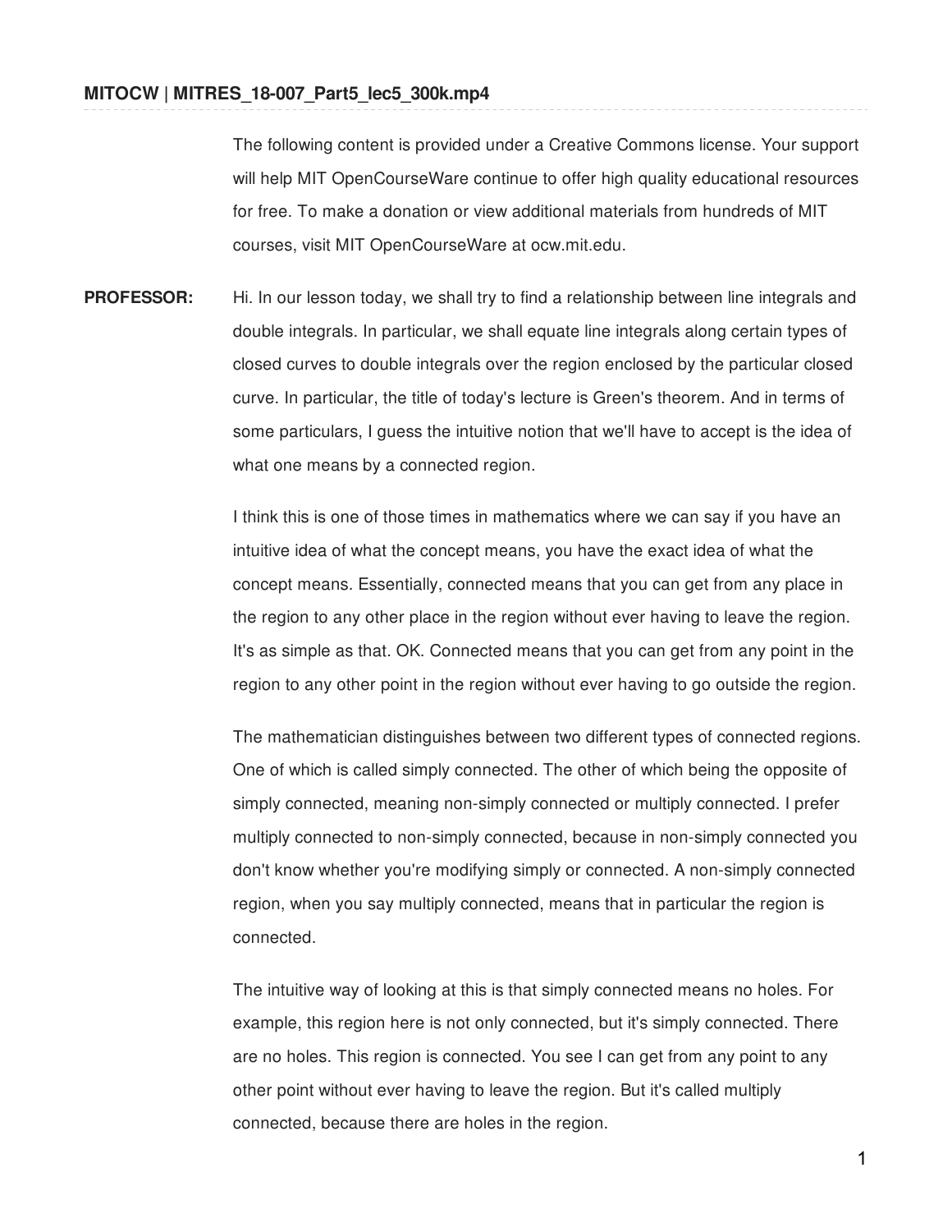**MITOCW | MITRES_18-007_Part5_lec5_300k.mp4**

The following content is provided under a Creative Commons license. Your support will help MIT OpenCourseWare continue to offer high quality educational resources for free. To make a donation or view additional materials from hundreds of MIT courses, visit MIT OpenCourseWare at ocw.mit.edu.

**PROFESSOR:** Hi. In our lesson today, we shall try to find a relationship between line integrals and double integrals. In particular, we shall equate line integrals along certain types of closed curves to double integrals over the region enclosed by the particular closed curve. In particular, the title of today's lecture is Green's theorem. And in terms of some particulars, I guess the intuitive notion that we'll have to accept is the idea of what one means by a connected region.

I think this is one of those times in mathematics where we can say if you have an intuitive idea of what the concept means, you have the exact idea of what the concept means. Essentially, connected means that you can get from any place in the region to any other place in the region without ever having to leave the region. It's as simple as that. OK. Connected means that you can get from any point in the region to any other point in the region without ever having to go outside the region.

The mathematician distinguishes between two different types of connected regions. One of which is called simply connected. The other of which being the opposite of simply connected, meaning non-simply connected or multiply connected. I prefer multiply connected to non-simply connected, because in non-simply connected you don't know whether you're modifying simply or connected. A non-simply connected region, when you say multiply connected, means that in particular the region is connected.

The intuitive way of looking at this is that simply connected means no holes. For example, this region here is not only connected, but it's simply connected. There are no holes. This region is connected. You see I can get from any point to any other point without ever having to leave the region. But it's called multiply connected, because there are holes in the region.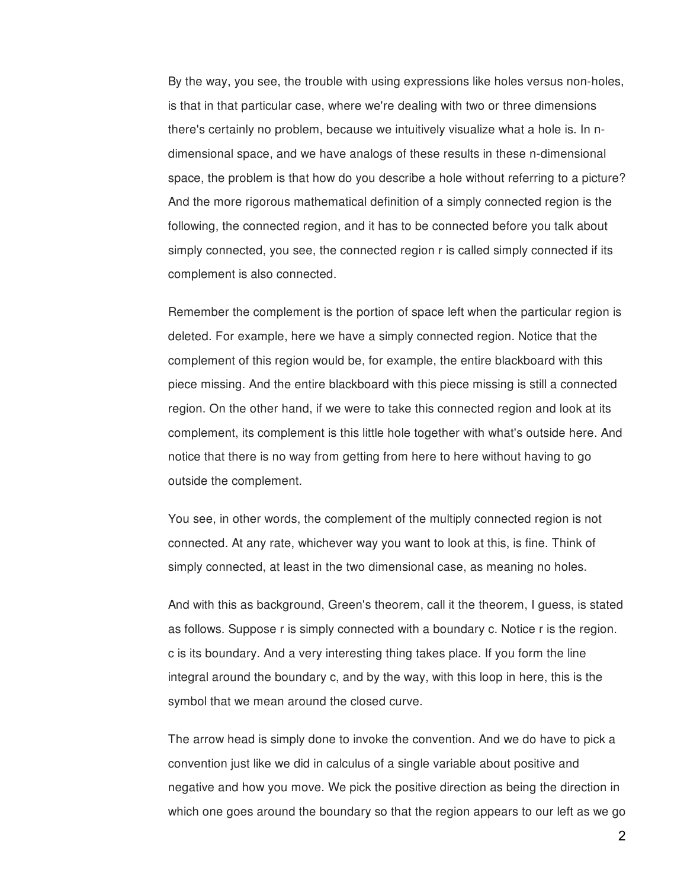By the way, you see, the trouble with using expressions like holes versus non-holes, is that in that particular case, where we're dealing with two or three dimensions there's certainly no problem, because we intuitively visualize what a hole is. In n-dimensional space, and we have analogs of these results in these n-dimensional space, the problem is that how do you describe a hole without referring to a picture? And the more rigorous mathematical definition of a simply connected region is the following, the connected region, and it has to be connected before you talk about simply connected, you see, the connected region r is called simply connected if its complement is also connected.

Remember the complement is the portion of space left when the particular region is deleted. For example, here we have a simply connected region. Notice that the complement of this region would be, for example, the entire blackboard with this piece missing. And the entire blackboard with this piece missing is still a connected region. On the other hand, if we were to take this connected region and look at its complement, its complement is this little hole together with what's outside here. And notice that there is no way from getting from here to here without having to go outside the complement.

You see, in other words, the complement of the multiply connected region is not connected. At any rate, whichever way you want to look at this, is fine. Think of simply connected, at least in the two dimensional case, as meaning no holes.

And with this as background, Green's theorem, call it the theorem, I guess, is stated as follows. Suppose r is simply connected with a boundary c. Notice r is the region. c is its boundary. And a very interesting thing takes place. If you form the line integral around the boundary c, and by the way, with this loop in here, this is the symbol that we mean around the closed curve.

The arrow head is simply done to invoke the convention. And we do have to pick a convention just like we did in calculus of a single variable about positive and negative and how you move. We pick the positive direction as being the direction in which one goes around the boundary so that the region appears to our left as we go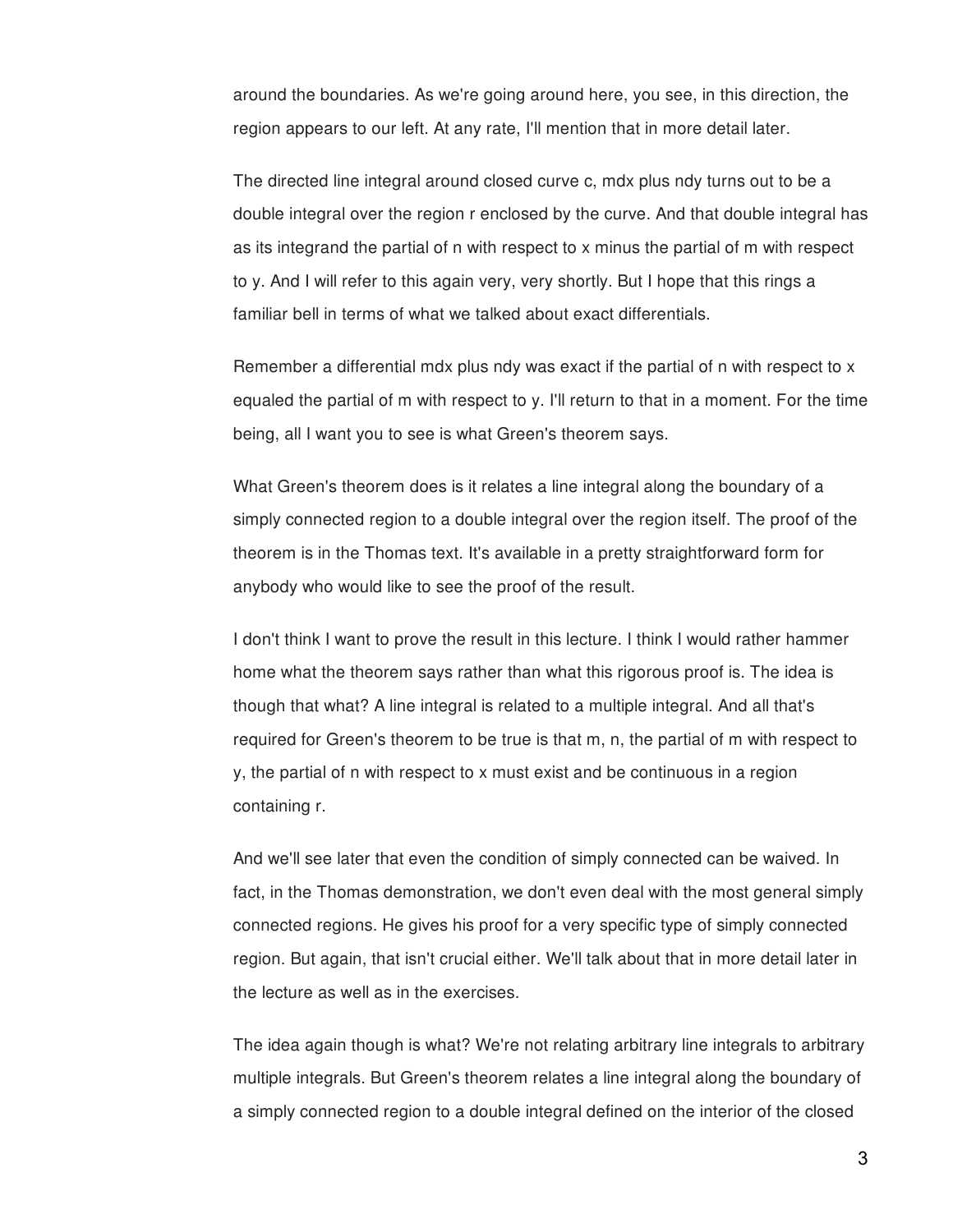around the boundaries. As we're going around here, you see, in this direction, the region appears to our left. At any rate, I'll mention that in more detail later.

The directed line integral around closed curve c, mdx plus ndy turns out to be a double integral over the region r enclosed by the curve. And that double integral has as its integrand the partial of n with respect to x minus the partial of m with respect to y. And I will refer to this again very, very shortly. But I hope that this rings a familiar bell in terms of what we talked about exact differentials.

Remember a differential mdx plus ndy was exact if the partial of n with respect to x equaled the partial of m with respect to y. I'll return to that in a moment. For the time being, all I want you to see is what Green's theorem says.

What Green's theorem does is it relates a line integral along the boundary of a simply connected region to a double integral over the region itself. The proof of the theorem is in the Thomas text. It's available in a pretty straightforward form for anybody who would like to see the proof of the result.

I don't think I want to prove the result in this lecture. I think I would rather hammer home what the theorem says rather than what this rigorous proof is. The idea is though that what? A line integral is related to a multiple integral. And all that's required for Green's theorem to be true is that m, n, the partial of m with respect to y, the partial of n with respect to x must exist and be continuous in a region containing r.

And we'll see later that even the condition of simply connected can be waived. In fact, in the Thomas demonstration, we don't even deal with the most general simply connected regions. He gives his proof for a very specific type of simply connected region. But again, that isn't crucial either. We'll talk about that in more detail later in the lecture as well as in the exercises.

The idea again though is what? We're not relating arbitrary line integrals to arbitrary multiple integrals. But Green's theorem relates a line integral along the boundary of a simply connected region to a double integral defined on the interior of the closed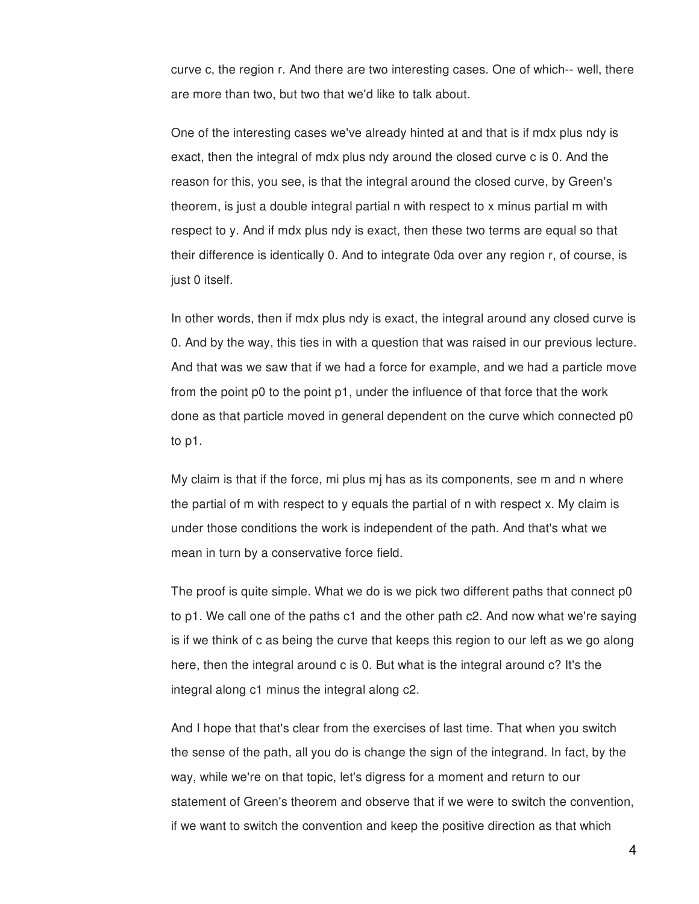curve c, the region r. And there are two interesting cases. One of which-- well, there are more than two, but two that we'd like to talk about.

One of the interesting cases we've already hinted at and that is if mdx plus ndy is exact, then the integral of mdx plus ndy around the closed curve c is 0. And the reason for this, you see, is that the integral around the closed curve, by Green's theorem, is just a double integral partial n with respect to x minus partial m with respect to y. And if mdx plus ndy is exact, then these two terms are equal so that their difference is identically 0. And to integrate 0da over any region r, of course, is just 0 itself.

In other words, then if mdx plus ndy is exact, the integral around any closed curve is 0. And by the way, this ties in with a question that was raised in our previous lecture. And that was we saw that if we had a force for example, and we had a particle move from the point p0 to the point p1, under the influence of that force that the work done as that particle moved in general dependent on the curve which connected p0 to p1.

My claim is that if the force, mi plus mj has as its components, see m and n where the partial of m with respect to y equals the partial of n with respect x. My claim is under those conditions the work is independent of the path. And that's what we mean in turn by a conservative force field.

The proof is quite simple. What we do is we pick two different paths that connect p0 to p1. We call one of the paths c1 and the other path c2. And now what we're saying is if we think of c as being the curve that keeps this region to our left as we go along here, then the integral around c is 0. But what is the integral around c? It's the integral along c1 minus the integral along c2.

And I hope that that's clear from the exercises of last time. That when you switch the sense of the path, all you do is change the sign of the integrand. In fact, by the way, while we're on that topic, let's digress for a moment and return to our statement of Green's theorem and observe that if we were to switch the convention, if we want to switch the convention and keep the positive direction as that which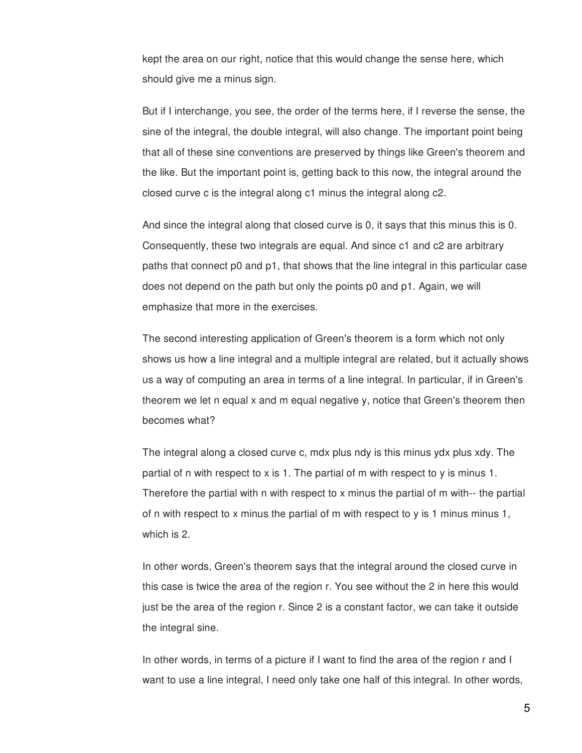kept the area on our right, notice that this would change the sense here, which should give me a minus sign.

But if I interchange, you see, the order of the terms here, if I reverse the sense, the sine of the integral, the double integral, will also change. The important point being that all of these sine conventions are preserved by things like Green's theorem and the like. But the important point is, getting back to this now, the integral around the closed curve c is the integral along c1 minus the integral along c2.

And since the integral along that closed curve is 0, it says that this minus this is 0. Consequently, these two integrals are equal. And since c1 and c2 are arbitrary paths that connect p0 and p1, that shows that the line integral in this particular case does not depend on the path but only the points p0 and p1. Again, we will emphasize that more in the exercises.

The second interesting application of Green's theorem is a form which not only shows us how a line integral and a multiple integral are related, but it actually shows us a way of computing an area in terms of a line integral. In particular, if in Green's theorem we let n equal x and m equal negative y, notice that Green's theorem then becomes what?

The integral along a closed curve c, mdx plus ndy is this minus ydx plus xdy. The partial of n with respect to x is 1. The partial of m with respect to y is minus 1. Therefore the partial with n with respect to x minus the partial of m with-- the partial of n with respect to x minus the partial of m with respect to y is 1 minus minus 1, which is 2.

In other words, Green's theorem says that the integral around the closed curve in this case is twice the area of the region r. You see without the 2 in here this would just be the area of the region r. Since 2 is a constant factor, we can take it outside the integral sine.

In other words, in terms of a picture if I want to find the area of the region r and I want to use a line integral, I need only take one half of this integral. In other words,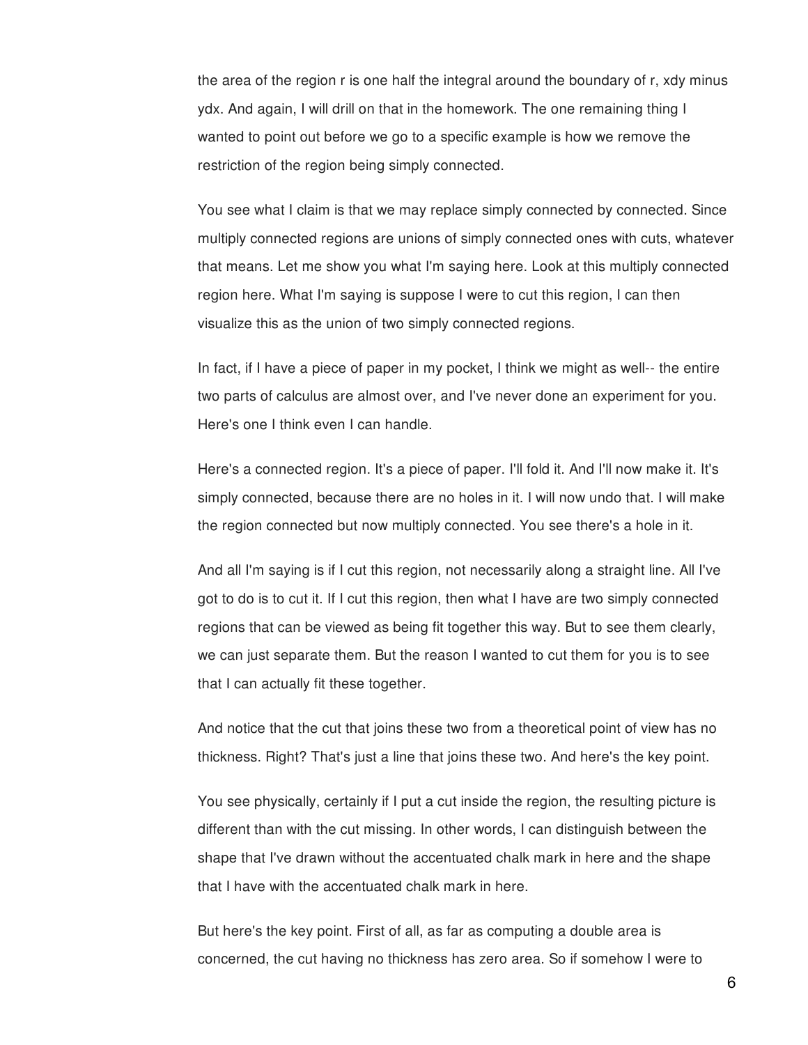the area of the region r is one half the integral around the boundary of r, xdy minus ydx. And again, I will drill on that in the homework. The one remaining thing I wanted to point out before we go to a specific example is how we remove the restriction of the region being simply connected.

You see what I claim is that we may replace simply connected by connected. Since multiply connected regions are unions of simply connected ones with cuts, whatever that means. Let me show you what I'm saying here. Look at this multiply connected region here. What I'm saying is suppose I were to cut this region, I can then visualize this as the union of two simply connected regions.

In fact, if I have a piece of paper in my pocket, I think we might as well-- the entire two parts of calculus are almost over, and I've never done an experiment for you. Here's one I think even I can handle.

Here's a connected region. It's a piece of paper. I'll fold it. And I'll now make it. It's simply connected, because there are no holes in it. I will now undo that. I will make the region connected but now multiply connected. You see there's a hole in it.

And all I'm saying is if I cut this region, not necessarily along a straight line. All I've got to do is to cut it. If I cut this region, then what I have are two simply connected regions that can be viewed as being fit together this way. But to see them clearly, we can just separate them. But the reason I wanted to cut them for you is to see that I can actually fit these together.

And notice that the cut that joins these two from a theoretical point of view has no thickness. Right? That's just a line that joins these two. And here's the key point.

You see physically, certainly if I put a cut inside the region, the resulting picture is different than with the cut missing. In other words, I can distinguish between the shape that I've drawn without the accentuated chalk mark in here and the shape that I have with the accentuated chalk mark in here.

But here's the key point. First of all, as far as computing a double area is concerned, the cut having no thickness has zero area. So if somehow I were to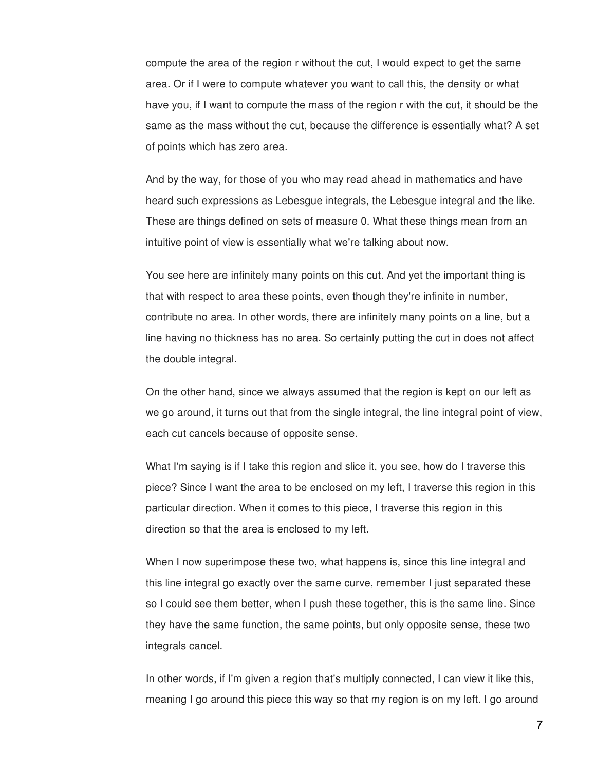compute the area of the region r without the cut, I would expect to get the same area. Or if I were to compute whatever you want to call this, the density or what have you, if I want to compute the mass of the region r with the cut, it should be the same as the mass without the cut, because the difference is essentially what? A set of points which has zero area.

And by the way, for those of you who may read ahead in mathematics and have heard such expressions as Lebesgue integrals, the Lebesgue integral and the like. These are things defined on sets of measure 0. What these things mean from an intuitive point of view is essentially what we're talking about now.

You see here are infinitely many points on this cut. And yet the important thing is that with respect to area these points, even though they're infinite in number, contribute no area. In other words, there are infinitely many points on a line, but a line having no thickness has no area. So certainly putting the cut in does not affect the double integral.

On the other hand, since we always assumed that the region is kept on our left as we go around, it turns out that from the single integral, the line integral point of view, each cut cancels because of opposite sense.

What I'm saying is if I take this region and slice it, you see, how do I traverse this piece? Since I want the area to be enclosed on my left, I traverse this region in this particular direction. When it comes to this piece, I traverse this region in this direction so that the area is enclosed to my left.

When I now superimpose these two, what happens is, since this line integral and this line integral go exactly over the same curve, remember I just separated these so I could see them better, when I push these together, this is the same line. Since they have the same function, the same points, but only opposite sense, these two integrals cancel.

In other words, if I'm given a region that's multiply connected, I can view it like this, meaning I go around this piece this way so that my region is on my left. I go around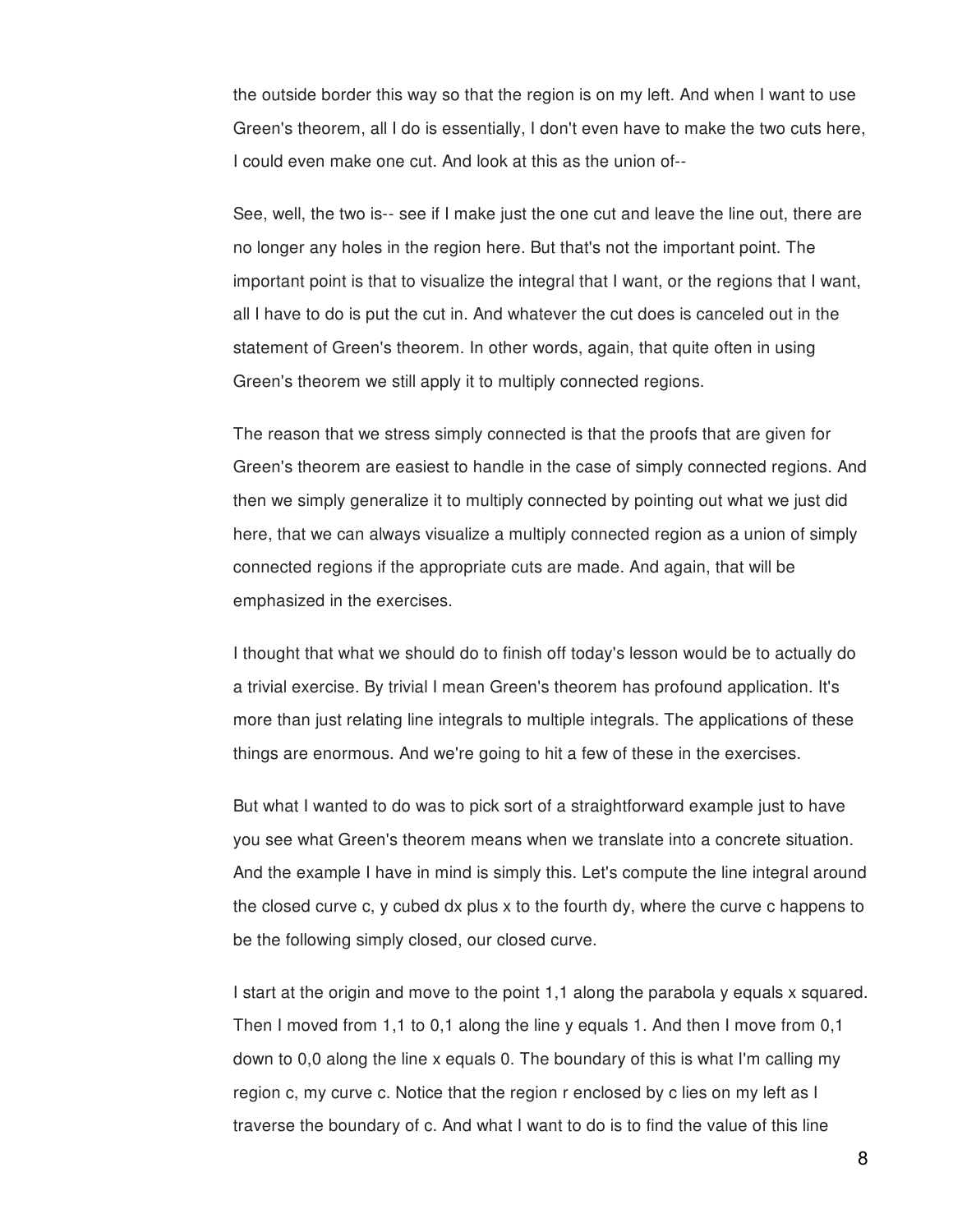the outside border this way so that the region is on my left. And when I want to use Green's theorem, all I do is essentially, I don't even have to make the two cuts here, I could even make one cut. And look at this as the union of--

See, well, the two is-- see if I make just the one cut and leave the line out, there are no longer any holes in the region here. But that's not the important point. The important point is that to visualize the integral that I want, or the regions that I want, all I have to do is put the cut in. And whatever the cut does is canceled out in the statement of Green's theorem. In other words, again, that quite often in using Green's theorem we still apply it to multiply connected regions.

The reason that we stress simply connected is that the proofs that are given for Green's theorem are easiest to handle in the case of simply connected regions. And then we simply generalize it to multiply connected by pointing out what we just did here, that we can always visualize a multiply connected region as a union of simply connected regions if the appropriate cuts are made. And again, that will be emphasized in the exercises.

I thought that what we should do to finish off today's lesson would be to actually do a trivial exercise. By trivial I mean Green's theorem has profound application. It's more than just relating line integrals to multiple integrals. The applications of these things are enormous. And we're going to hit a few of these in the exercises.

But what I wanted to do was to pick sort of a straightforward example just to have you see what Green's theorem means when we translate into a concrete situation. And the example I have in mind is simply this. Let's compute the line integral around the closed curve c, y cubed dx plus x to the fourth dy, where the curve c happens to be the following simply closed, our closed curve.

I start at the origin and move to the point 1,1 along the parabola y equals x squared. Then I moved from 1,1 to 0,1 along the line y equals 1. And then I move from 0,1 down to 0,0 along the line x equals 0. The boundary of this is what I'm calling my region c, my curve c. Notice that the region r enclosed by c lies on my left as I traverse the boundary of c. And what I want to do is to find the value of this line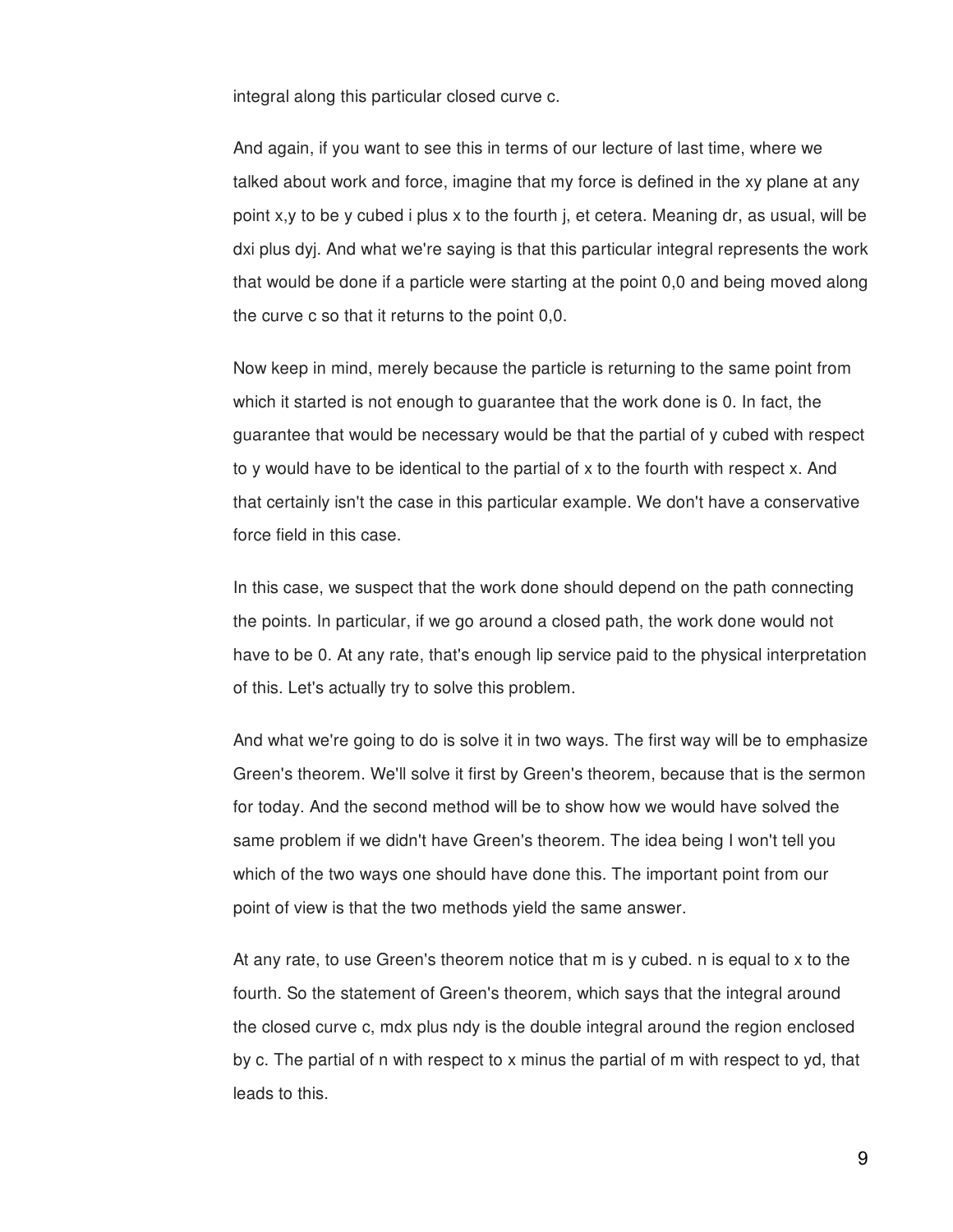integral along this particular closed curve c.

And again, if you want to see this in terms of our lecture of last time, where we talked about work and force, imagine that my force is defined in the xy plane at any point x,y to be y cubed i plus x to the fourth j, et cetera. Meaning dr, as usual, will be dxi plus dyj. And what we're saying is that this particular integral represents the work that would be done if a particle were starting at the point 0,0 and being moved along the curve c so that it returns to the point 0,0.

Now keep in mind, merely because the particle is returning to the same point from which it started is not enough to guarantee that the work done is 0. In fact, the guarantee that would be necessary would be that the partial of y cubed with respect to y would have to be identical to the partial of x to the fourth with respect x. And that certainly isn't the case in this particular example. We don't have a conservative force field in this case.

In this case, we suspect that the work done should depend on the path connecting the points. In particular, if we go around a closed path, the work done would not have to be 0. At any rate, that's enough lip service paid to the physical interpretation of this. Let's actually try to solve this problem.

And what we're going to do is solve it in two ways. The first way will be to emphasize Green's theorem. We'll solve it first by Green's theorem, because that is the sermon for today. And the second method will be to show how we would have solved the same problem if we didn't have Green's theorem. The idea being I won't tell you which of the two ways one should have done this. The important point from our point of view is that the two methods yield the same answer.

At any rate, to use Green's theorem notice that m is y cubed. n is equal to x to the fourth. So the statement of Green's theorem, which says that the integral around the closed curve c, mdx plus ndy is the double integral around the region enclosed by c. The partial of n with respect to x minus the partial of m with respect to yd, that leads to this.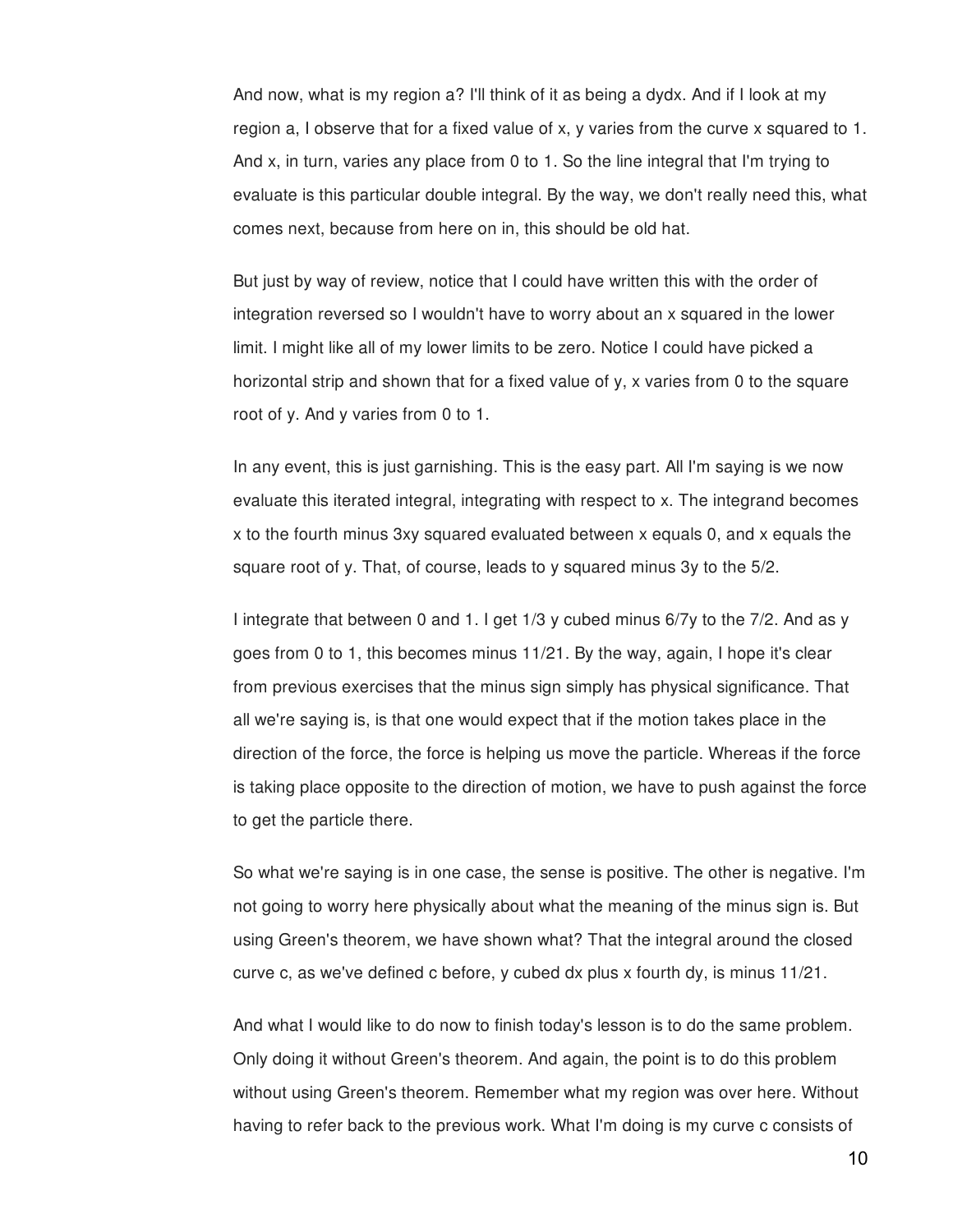And now, what is my region a? I'll think of it as being a dydx. And if I look at my region a, I observe that for a fixed value of x, y varies from the curve x squared to 1. And x, in turn, varies any place from 0 to 1. So the line integral that I'm trying to evaluate is this particular double integral. By the way, we don't really need this, what comes next, because from here on in, this should be old hat.

But just by way of review, notice that I could have written this with the order of integration reversed so I wouldn't have to worry about an x squared in the lower limit. I might like all of my lower limits to be zero. Notice I could have picked a horizontal strip and shown that for a fixed value of y, x varies from 0 to the square root of y. And y varies from 0 to 1.

In any event, this is just garnishing. This is the easy part. All I'm saying is we now evaluate this iterated integral, integrating with respect to x. The integrand becomes x to the fourth minus 3xy squared evaluated between x equals 0, and x equals the square root of y. That, of course, leads to y squared minus 3y to the 5/2.

I integrate that between 0 and 1. I get 1/3 y cubed minus 6/7y to the 7/2. And as y goes from 0 to 1, this becomes minus 11/21. By the way, again, I hope it's clear from previous exercises that the minus sign simply has physical significance. That all we're saying is, is that one would expect that if the motion takes place in the direction of the force, the force is helping us move the particle. Whereas if the force is taking place opposite to the direction of motion, we have to push against the force to get the particle there.

So what we're saying is in one case, the sense is positive. The other is negative. I'm not going to worry here physically about what the meaning of the minus sign is. But using Green's theorem, we have shown what? That the integral around the closed curve c, as we've defined c before, y cubed dx plus x fourth dy, is minus 11/21.

And what I would like to do now to finish today's lesson is to do the same problem. Only doing it without Green's theorem. And again, the point is to do this problem without using Green's theorem. Remember what my region was over here. Without having to refer back to the previous work. What I'm doing is my curve c consists of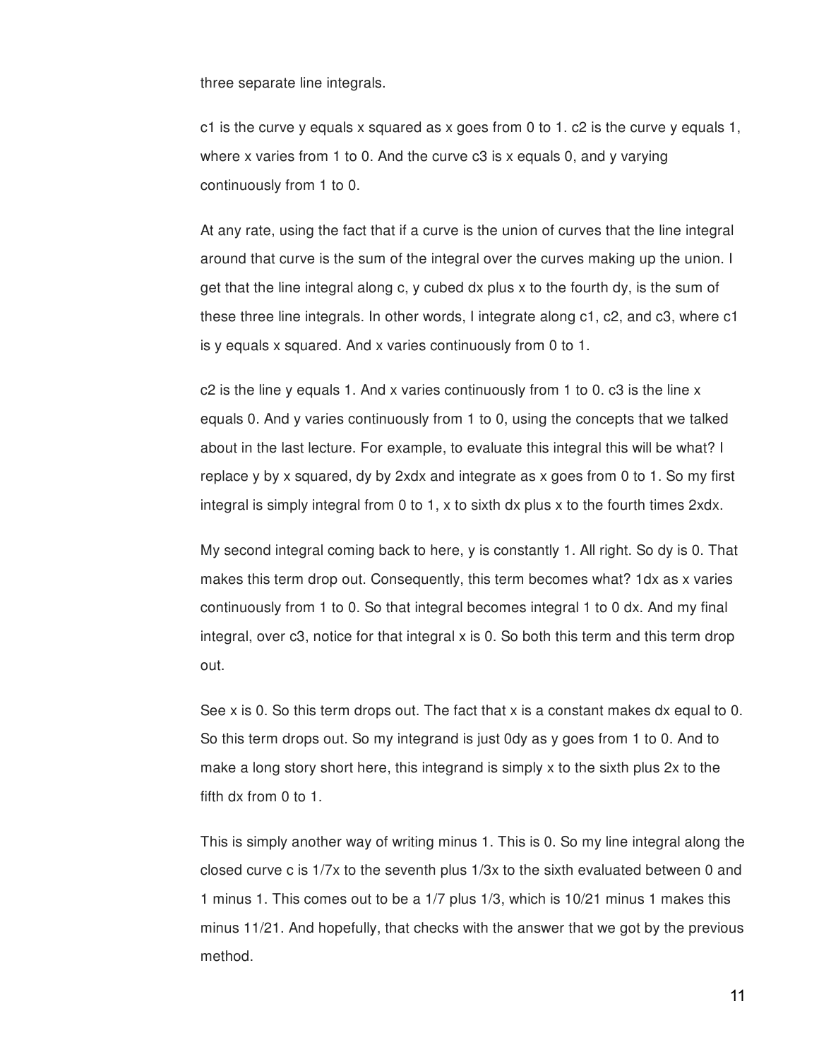three separate line integrals.

c1 is the curve y equals x squared as x goes from 0 to 1. c2 is the curve y equals 1, where x varies from 1 to 0. And the curve c3 is x equals 0, and y varying continuously from 1 to 0.

At any rate, using the fact that if a curve is the union of curves that the line integral around that curve is the sum of the integral over the curves making up the union. I get that the line integral along c, y cubed dx plus x to the fourth dy, is the sum of these three line integrals. In other words, I integrate along c1, c2, and c3, where c1 is y equals x squared. And x varies continuously from 0 to 1.

c2 is the line y equals 1. And x varies continuously from 1 to 0. c3 is the line x equals 0. And y varies continuously from 1 to 0, using the concepts that we talked about in the last lecture. For example, to evaluate this integral this will be what? I replace y by x squared, dy by 2xdx and integrate as x goes from 0 to 1. So my first integral is simply integral from 0 to 1, x to sixth dx plus x to the fourth times 2xdx.

My second integral coming back to here, y is constantly 1. All right. So dy is 0. That makes this term drop out. Consequently, this term becomes what? 1dx as x varies continuously from 1 to 0. So that integral becomes integral 1 to 0 dx. And my final integral, over c3, notice for that integral x is 0. So both this term and this term drop out.

See x is 0. So this term drops out. The fact that x is a constant makes dx equal to 0. So this term drops out. So my integrand is just 0dy as y goes from 1 to 0. And to make a long story short here, this integrand is simply x to the sixth plus 2x to the fifth dx from 0 to 1.

This is simply another way of writing minus 1. This is 0. So my line integral along the closed curve c is 1/7x to the seventh plus 1/3x to the sixth evaluated between 0 and 1 minus 1. This comes out to be a 1/7 plus 1/3, which is 10/21 minus 1 makes this minus 11/21. And hopefully, that checks with the answer that we got by the previous method.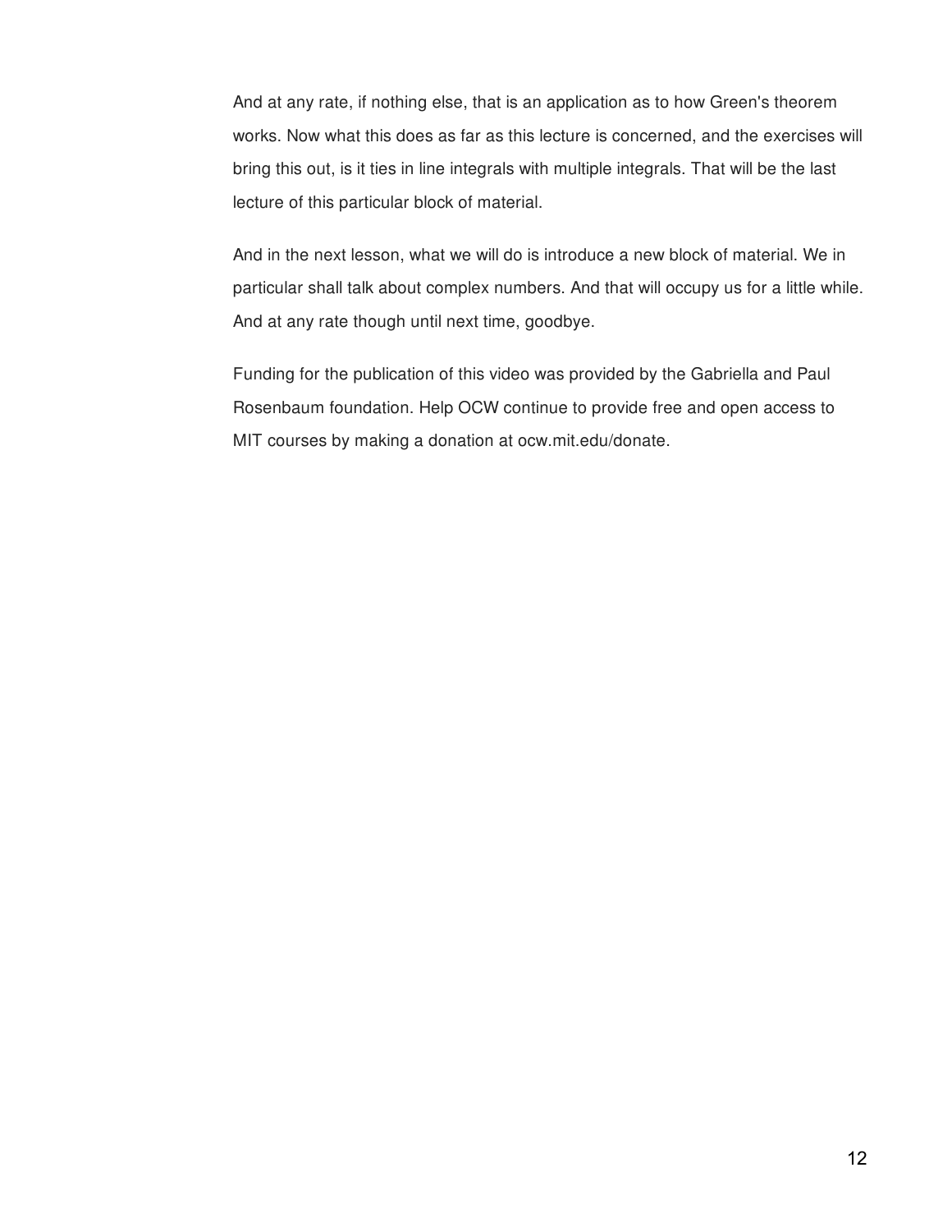And at any rate, if nothing else, that is an application as to how Green's theorem works. Now what this does as far as this lecture is concerned, and the exercises will bring this out, is it ties in line integrals with multiple integrals. That will be the last lecture of this particular block of material.

And in the next lesson, what we will do is introduce a new block of material. We in particular shall talk about complex numbers. And that will occupy us for a little while. And at any rate though until next time, goodbye.

Funding for the publication of this video was provided by the Gabriella and Paul Rosenbaum foundation. Help OCW continue to provide free and open access to MIT courses by making a donation at ocw.mit.edu/donate.